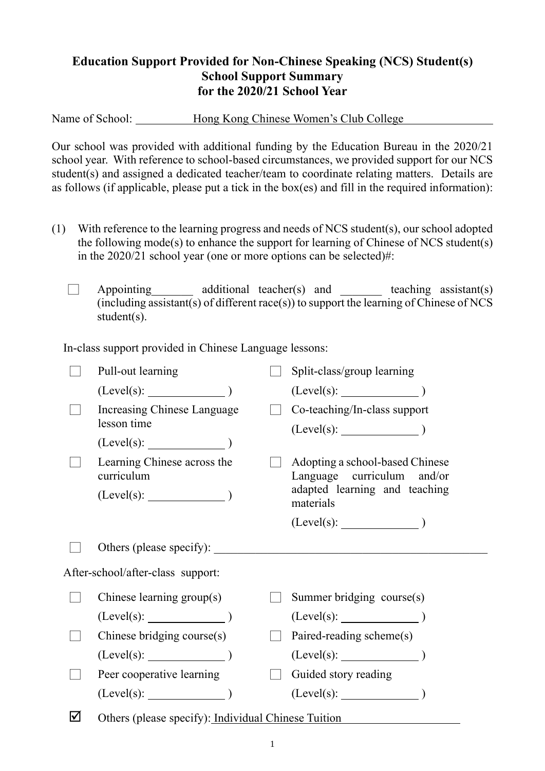**Education Support Provided for Non-Chinese Speaking (NCS) Student(s)**
**School Support Summary**
**for the 2020/21 School Year**

Name of School: Hong Kong Chinese Women's Club College

Our school was provided with additional funding by the Education Bureau in the 2020/21 school year. With reference to school-based circumstances, we provided support for our NCS student(s) and assigned a dedicated teacher/team to coordinate relating matters. Details are as follows (if applicable, please put a tick in the box(es) and fill in the required information):

(1) With reference to the learning progress and needs of NCS student(s), our school adopted the following mode(s) to enhance the support for learning of Chinese of NCS student(s) in the 2020/21 school year (one or more options can be selected)#:

☐ Appointing _______ additional teacher(s) and _______ teaching assistant(s) (including assistant(s) of different race(s)) to support the learning of Chinese of NCS student(s).

In-class support provided in Chinese Language lessons:

☐ Pull-out learning (Level(s): _______ )

☐ Split-class/group learning (Level(s): _______ )

☐ Increasing Chinese Language lesson time (Level(s): _______ )

☐ Co-teaching/In-class support (Level(s): _______ )

☐ Learning Chinese across the curriculum (Level(s): _______ )

☐ Adopting a school-based Chinese Language curriculum and/or adapted learning and teaching materials (Level(s): _______ )

☐ Others (please specify): _______

After-school/after-class support:

☐ Chinese learning group(s) (Level(s): _______ )

☐ Summer bridging course(s) (Level(s): _______ )

☐ Chinese bridging course(s) (Level(s): _______ )

☐ Paired-reading scheme(s) (Level(s): _______ )

☐ Peer cooperative learning (Level(s): _______ )

☐ Guided story reading (Level(s): _______ )

☑ Others (please specify): Individual Chinese Tuition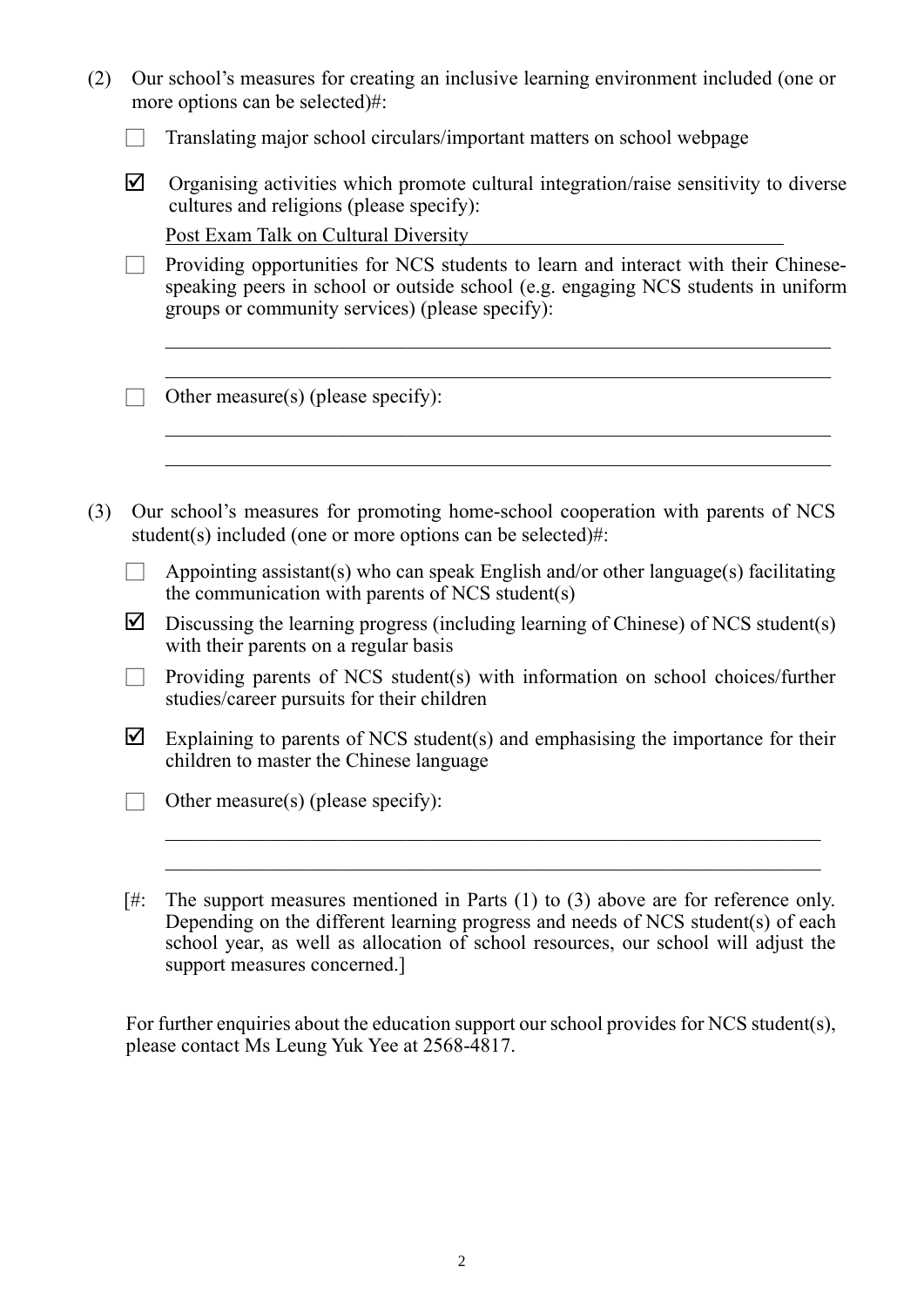(2) Our school's measures for creating an inclusive learning environment included (one or more options can be selected)#:

- ☐ Translating major school circulars/important matters on school webpage
- ☑ Organising activities which promote cultural integration/raise sensitivity to diverse cultures and religions (please specify):

  Post Exam Talk on Cultural Diversity

- ☐ Providing opportunities for NCS students to learn and interact with their Chinese-speaking peers in school or outside school (e.g. engaging NCS students in uniform groups or community services) (please specify):

  \_\_\_\_\_\_\_\_\_\_\_\_\_\_\_\_\_\_\_\_\_\_\_\_\_\_\_\_\_\_\_\_\_\_\_\_\_\_\_\_

  \_\_\_\_\_\_\_\_\_\_\_\_\_\_\_\_\_\_\_\_\_\_\_\_\_\_\_\_\_\_\_\_\_\_\_\_\_\_\_\_

- ☐ Other measure(s) (please specify):

  \_\_\_\_\_\_\_\_\_\_\_\_\_\_\_\_\_\_\_\_\_\_\_\_\_\_\_\_\_\_\_\_\_\_\_\_\_\_\_\_

  \_\_\_\_\_\_\_\_\_\_\_\_\_\_\_\_\_\_\_\_\_\_\_\_\_\_\_\_\_\_\_\_\_\_\_\_\_\_\_\_

(3) Our school's measures for promoting home-school cooperation with parents of NCS student(s) included (one or more options can be selected)#:

- ☐ Appointing assistant(s) who can speak English and/or other language(s) facilitating the communication with parents of NCS student(s)
- ☑ Discussing the learning progress (including learning of Chinese) of NCS student(s) with their parents on a regular basis
- ☐ Providing parents of NCS student(s) with information on school choices/further studies/career pursuits for their children
- ☑ Explaining to parents of NCS student(s) and emphasising the importance for their children to master the Chinese language
- ☐ Other measure(s) (please specify):

  \_\_\_\_\_\_\_\_\_\_\_\_\_\_\_\_\_\_\_\_\_\_\_\_\_\_\_\_\_\_\_\_\_\_\_\_\_\_\_\_

  \_\_\_\_\_\_\_\_\_\_\_\_\_\_\_\_\_\_\_\_\_\_\_\_\_\_\_\_\_\_\_\_\_\_\_\_\_\_\_\_

[#: The support measures mentioned in Parts (1) to (3) above are for reference only. Depending on the different learning progress and needs of NCS student(s) of each school year, as well as allocation of school resources, our school will adjust the support measures concerned.]

For further enquiries about the education support our school provides for NCS student(s), please contact Ms Leung Yuk Yee at 2568-4817.